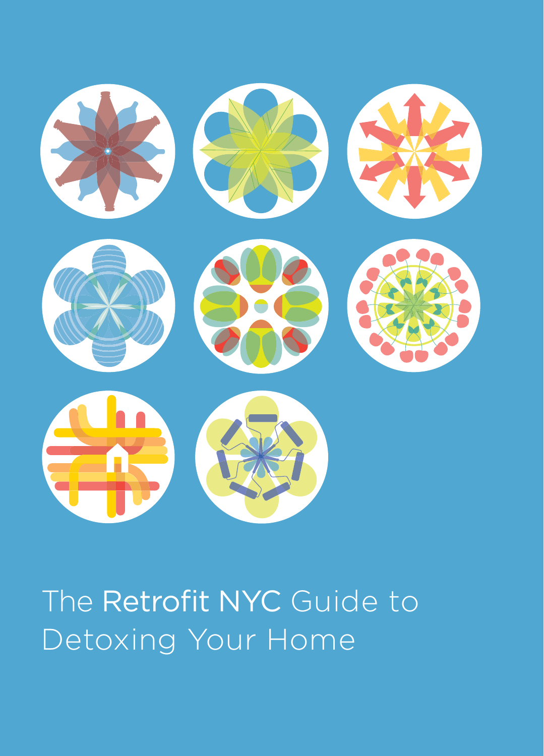# The Retrofit NYC Guide to Detoxing Your Home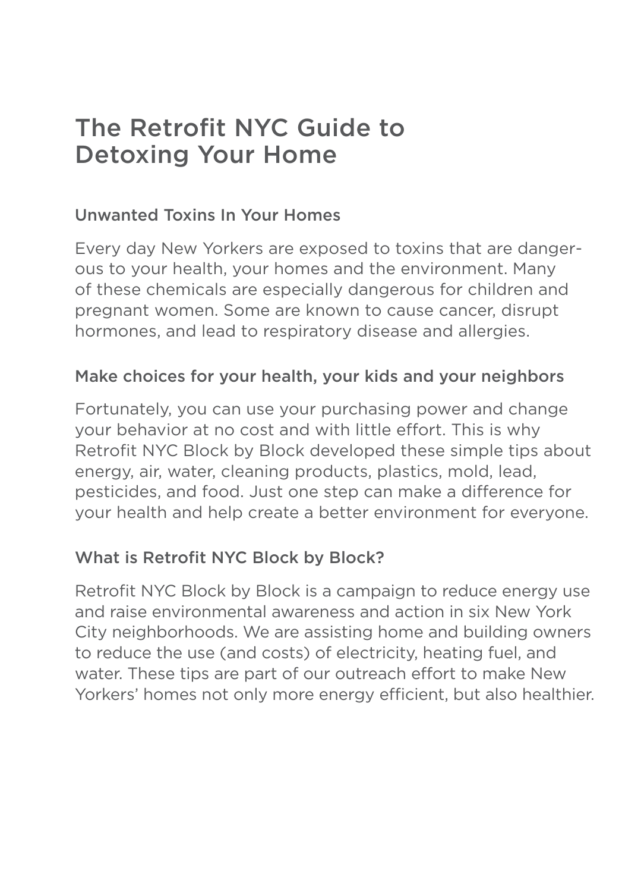# The Retrofit NYC Guide to Detoxing Your Home

## Unwanted Toxins In Your Homes

Every day New Yorkers are exposed to toxins that are dangerous to your health, your homes and the environment. Many of these chemicals are especially dangerous for children and pregnant women. Some are known to cause cancer, disrupt hormones, and lead to respiratory disease and allergies.

## Make choices for your health, your kids and your neighbors

Fortunately, you can use your purchasing power and change your behavior at no cost and with little effort. This is why Retrofit NYC Block by Block developed these simple tips about energy, air, water, cleaning products, plastics, mold, lead, pesticides, and food. Just one step can make a difference for your health and help create a better environment for everyone.

## What is Retrofit NYC Block by Block?

Retrofit NYC Block by Block is a campaign to reduce energy use and raise environmental awareness and action in six New York City neighborhoods. We are assisting home and building owners to reduce the use (and costs) of electricity, heating fuel, and water. These tips are part of our outreach effort to make New Yorkers' homes not only more energy efficient, but also healthier.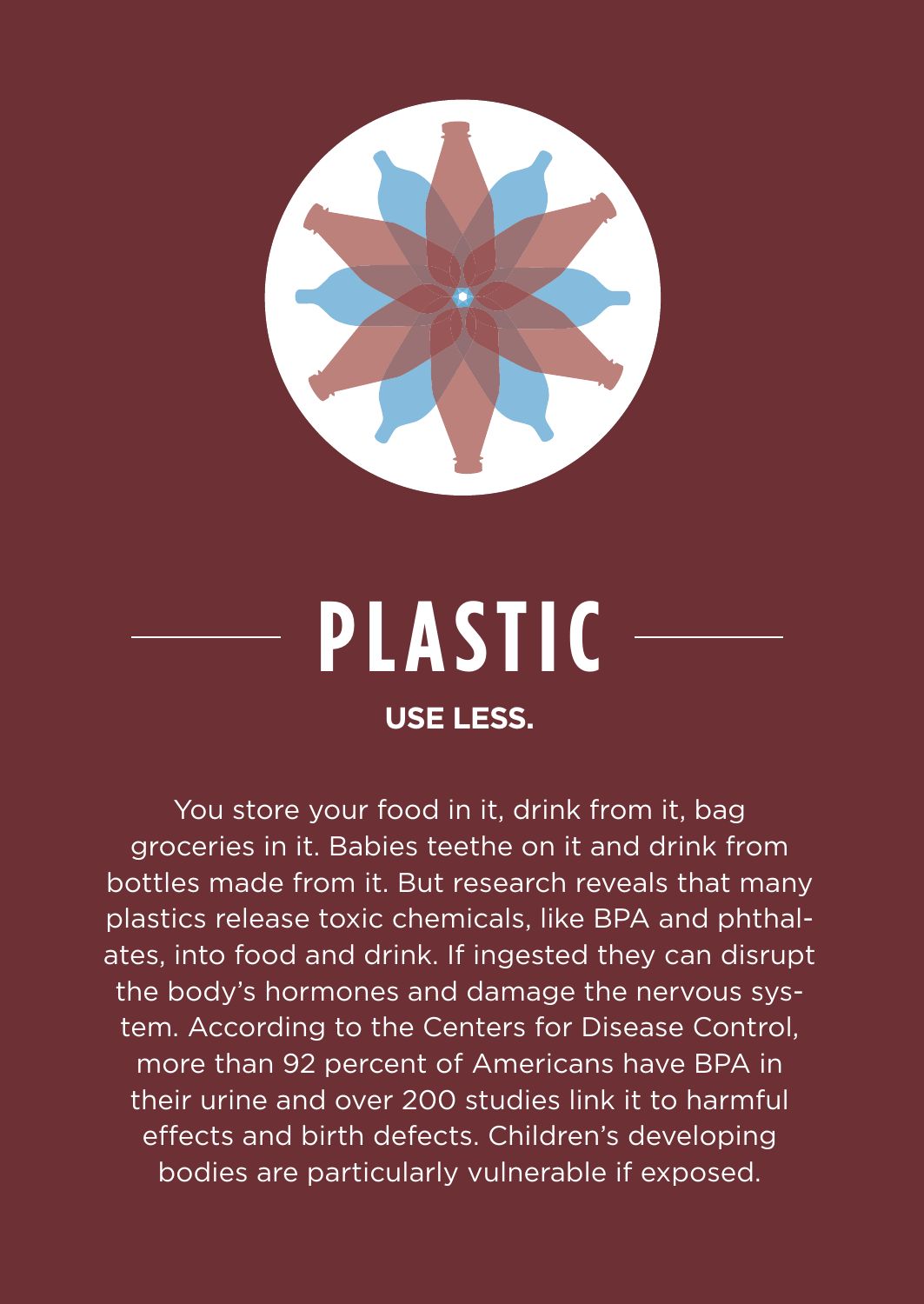# PLASTIC

**USE LESS.**

You store your food in it, drink from it, bag groceries in it. Babies teethe on it and drink from bottles made from it. But research reveals that many plastics release toxic chemicals, like BPA and phthalates, into food and drink. If ingested they can disrupt the body's hormones and damage the nervous system. According to the Centers for Disease Control, more than 92 percent of Americans have BPA in their urine and over 200 studies link it to harmful effects and birth defects. Children's developing bodies are particularly vulnerable if exposed.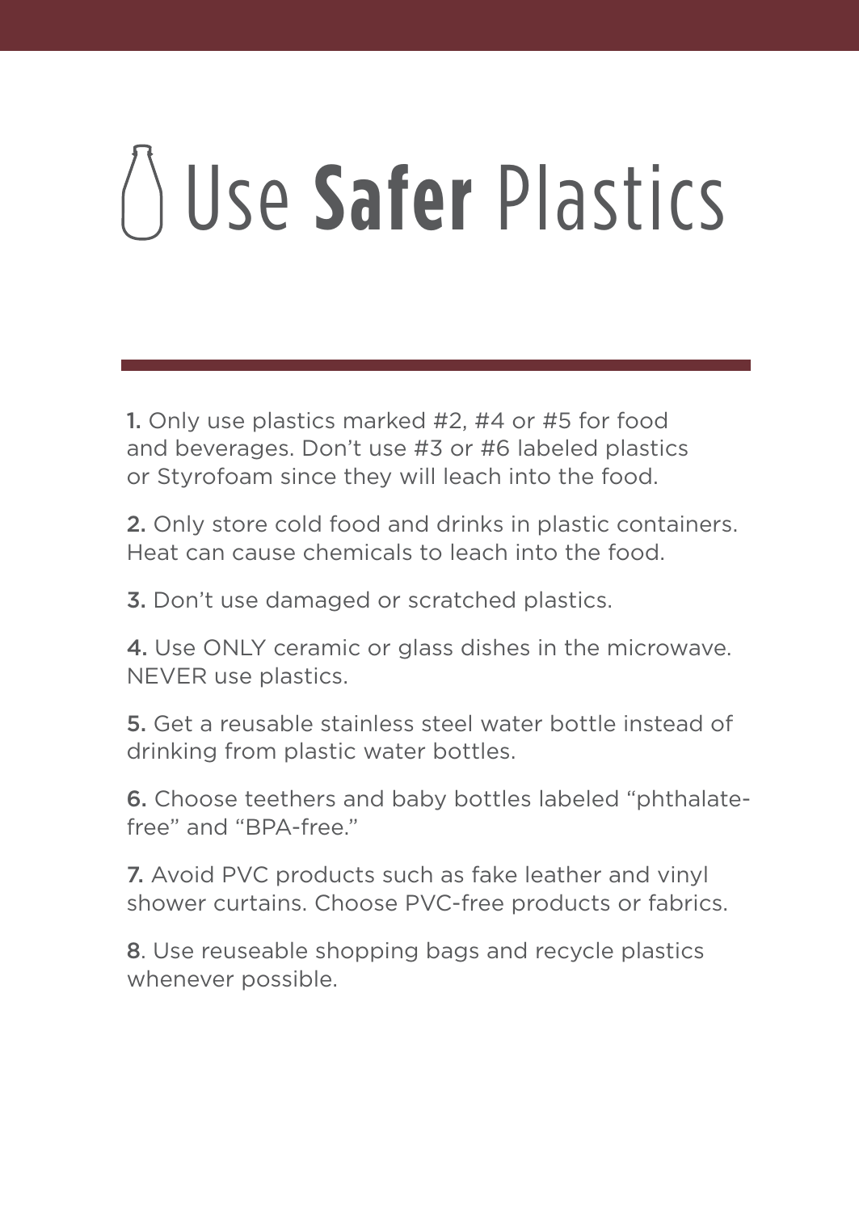# Use **Safer** Plastics

1. Only use plastics marked #2, #4 or #5 for food and beverages. Don't use #3 or #6 labeled plastics or Styrofoam since they will leach into the food.

2. Only store cold food and drinks in plastic containers. Heat can cause chemicals to leach into the food.

3. Don't use damaged or scratched plastics.

4. Use ONLY ceramic or glass dishes in the microwave. NEVER use plastics.

5. Get a reusable stainless steel water bottle instead of drinking from plastic water bottles.

6. Choose teethers and baby bottles labeled "phthalate-free" and "BPA-free."

7. Avoid PVC products such as fake leather and vinyl shower curtains. Choose PVC-free products or fabrics.

8. Use reuseable shopping bags and recycle plastics whenever possible.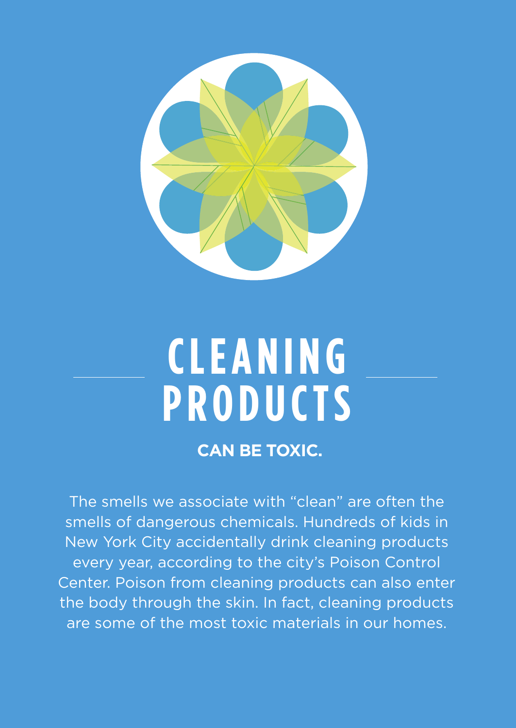# CLEANING PRODUCTS

**CAN BE TOXIC.**

The smells we associate with "clean" are often the smells of dangerous chemicals. Hundreds of kids in New York City accidentally drink cleaning products every year, according to the city's Poison Control Center. Poison from cleaning products can also enter the body through the skin. In fact, cleaning products are some of the most toxic materials in our homes.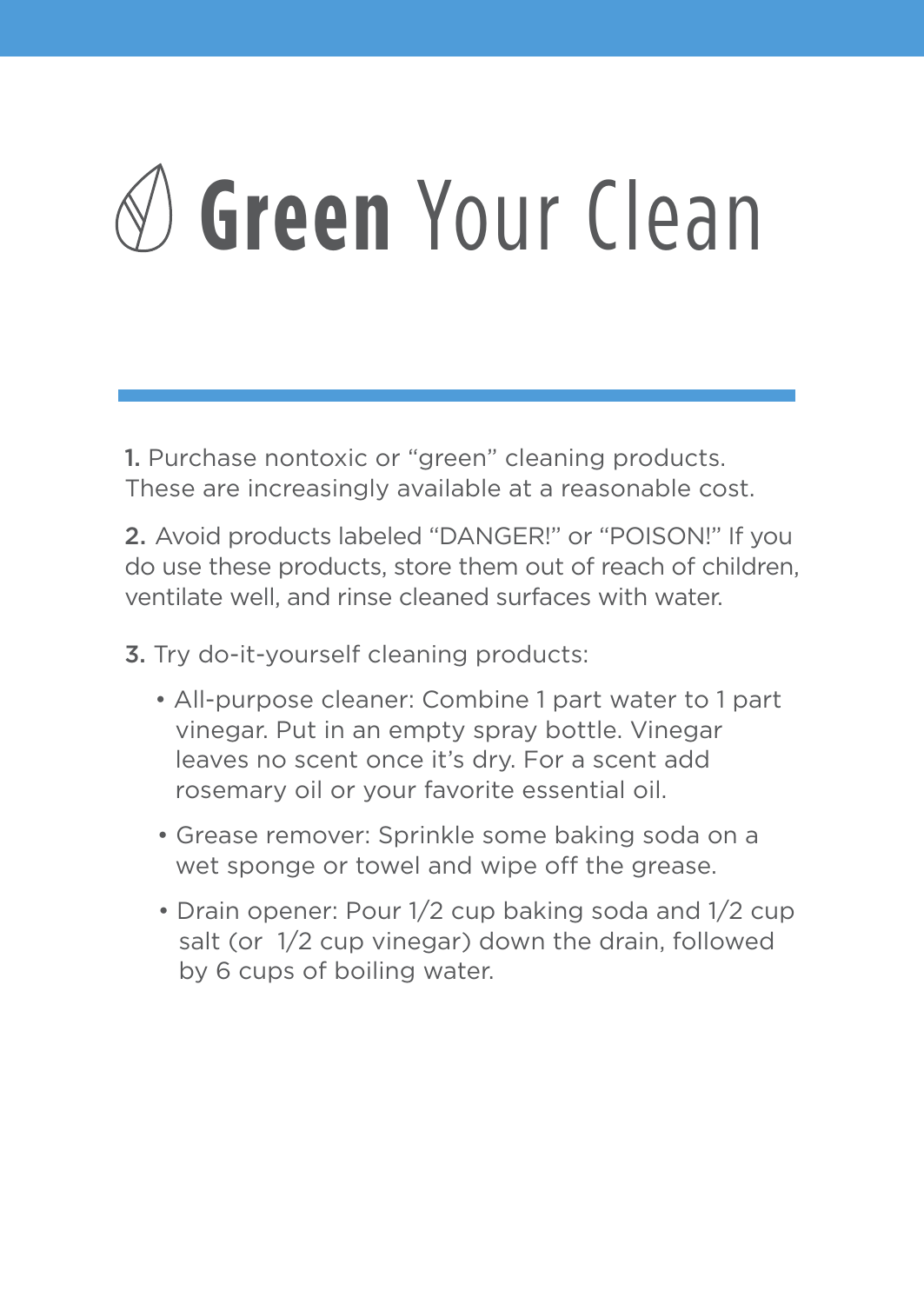# **Green** Your Clean

**1.** Purchase nontoxic or "green" cleaning products. These are increasingly available at a reasonable cost.

**2.** Avoid products labeled "DANGER!" or "POISON!" If you do use these products, store them out of reach of children, ventilate well, and rinse cleaned surfaces with water.

**3.** Try do-it-yourself cleaning products:

- All-purpose cleaner: Combine 1 part water to 1 part vinegar. Put in an empty spray bottle. Vinegar leaves no scent once it's dry. For a scent add rosemary oil or your favorite essential oil.
- Grease remover: Sprinkle some baking soda on a wet sponge or towel and wipe off the grease.
- Drain opener: Pour 1/2 cup baking soda and 1/2 cup salt (or 1/2 cup vinegar) down the drain, followed by 6 cups of boiling water.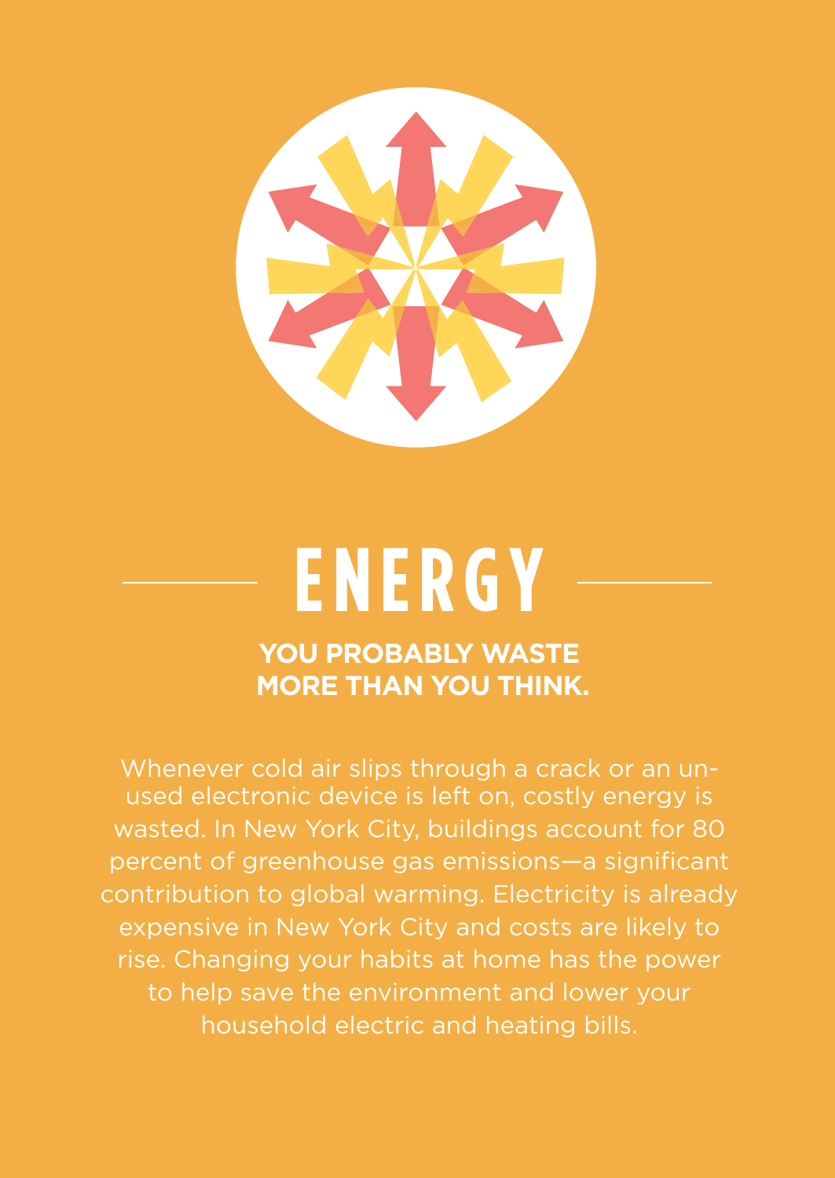# ENERGY

**YOU PROBABLY WASTE MORE THAN YOU THINK.**

Whenever cold air slips through a crack or an unused electronic device is left on, costly energy is wasted. In New York City, buildings account for 80 percent of greenhouse gas emissions—a significant contribution to global warming. Electricity is already expensive in New York City and costs are likely to rise. Changing your habits at home has the power to help save the environment and lower your household electric and heating bills.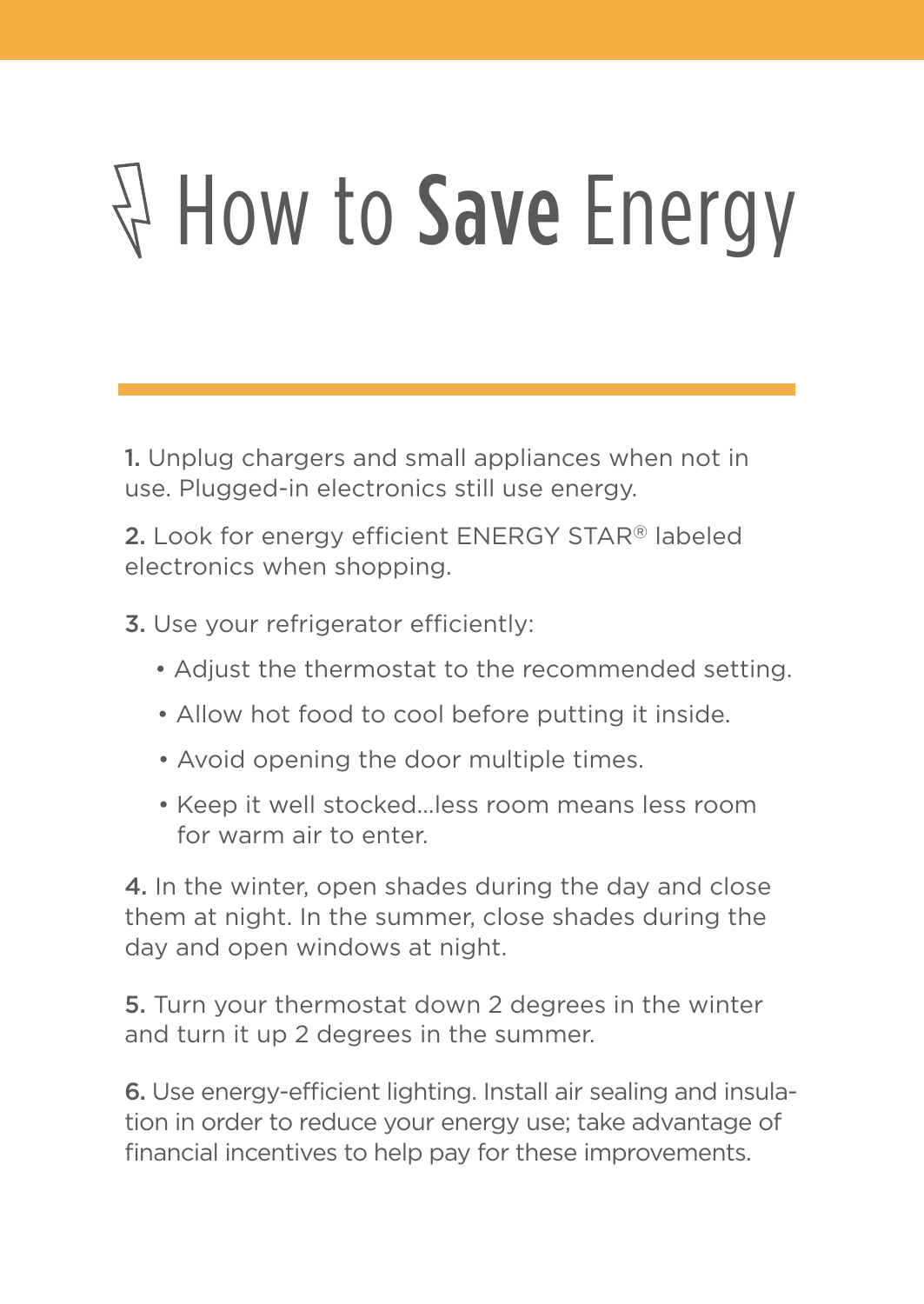# How to **Save** Energy

**1.** Unplug chargers and small appliances when not in use. Plugged-in electronics still use energy.

**2.** Look for energy efficient ENERGY STAR® labeled electronics when shopping.

**3.** Use your refrigerator efficiently:

- Adjust the thermostat to the recommended setting.
- Allow hot food to cool before putting it inside.
- Avoid opening the door multiple times.
- Keep it well stocked...less room means less room for warm air to enter.

**4.** In the winter, open shades during the day and close them at night. In the summer, close shades during the day and open windows at night.

**5.** Turn your thermostat down 2 degrees in the winter and turn it up 2 degrees in the summer.

**6.** Use energy-efficient lighting. Install air sealing and insulation in order to reduce your energy use; take advantage of financial incentives to help pay for these improvements.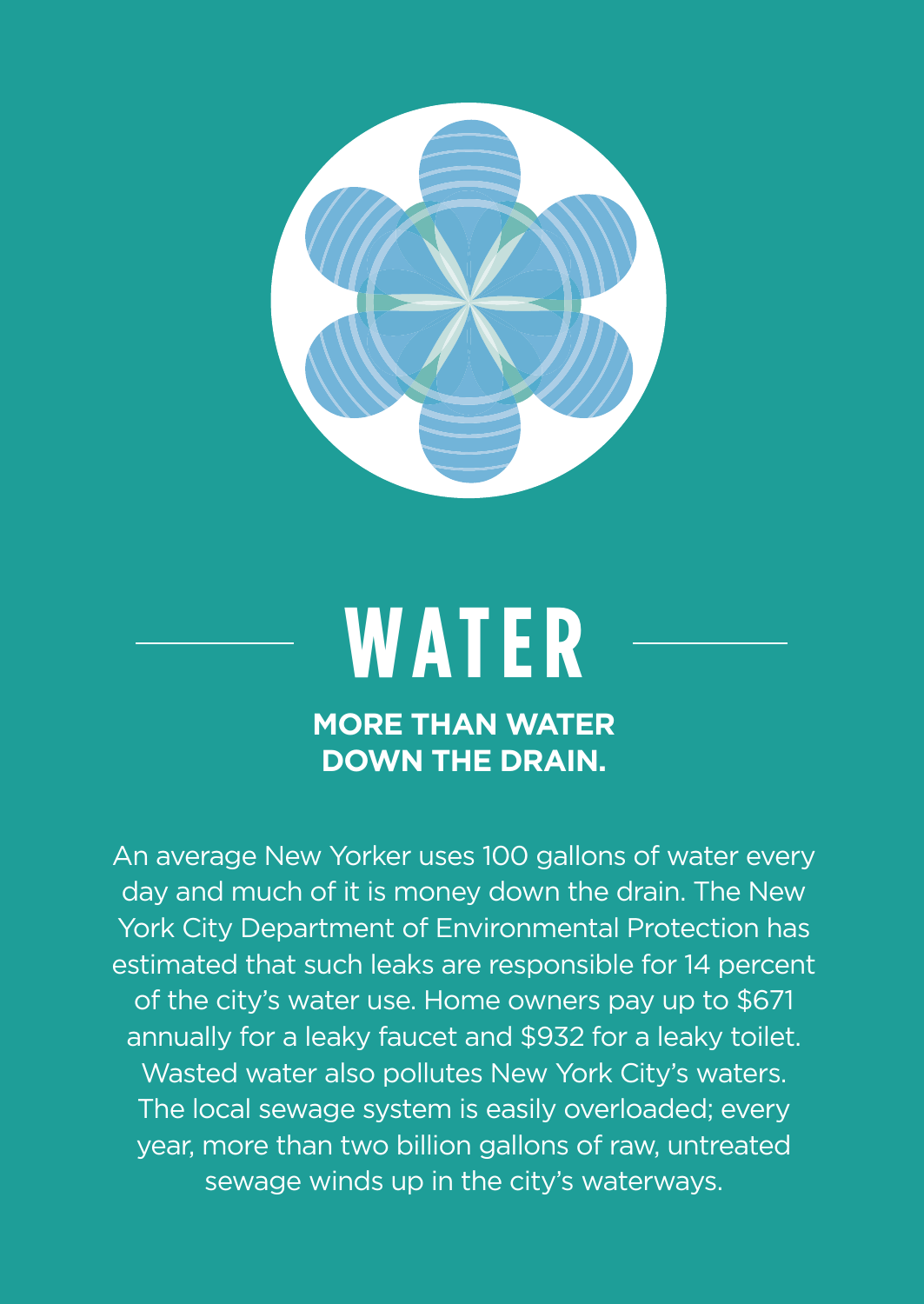# WATER

**MORE THAN WATER DOWN THE DRAIN.**

An average New Yorker uses 100 gallons of water every day and much of it is money down the drain. The New York City Department of Environmental Protection has estimated that such leaks are responsible for 14 percent of the city's water use. Home owners pay up to $671 annually for a leaky faucet and $932 for a leaky toilet. Wasted water also pollutes New York City's waters. The local sewage system is easily overloaded; every year, more than two billion gallons of raw, untreated sewage winds up in the city's waterways.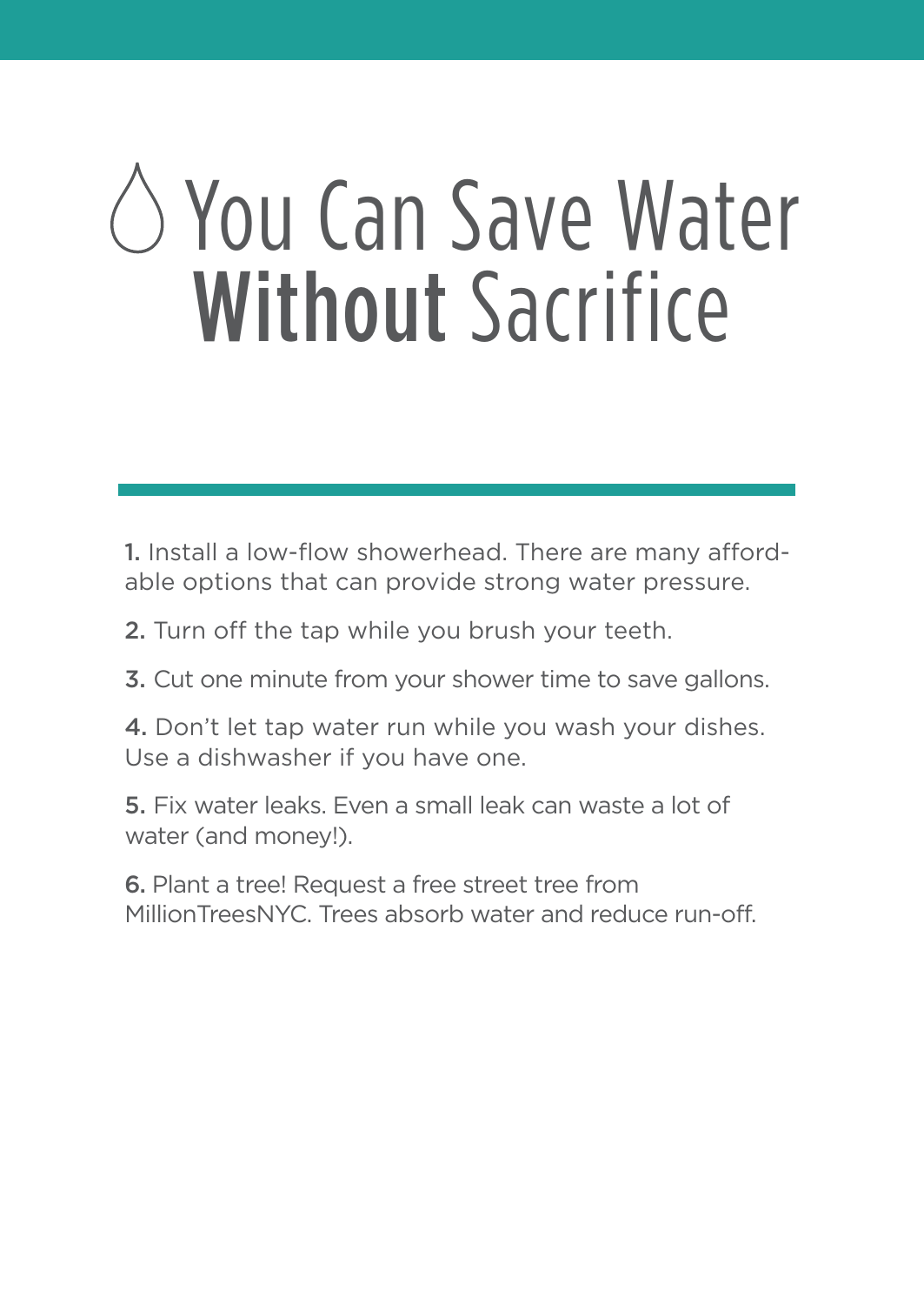# You Can Save Water **Without** Sacrifice

1. Install a low-flow showerhead. There are many affordable options that can provide strong water pressure.

2. Turn off the tap while you brush your teeth.

3. Cut one minute from your shower time to save gallons.

4. Don't let tap water run while you wash your dishes. Use a dishwasher if you have one.

5. Fix water leaks. Even a small leak can waste a lot of water (and money!).

6. Plant a tree! Request a free street tree from MillionTreesNYC. Trees absorb water and reduce run-off.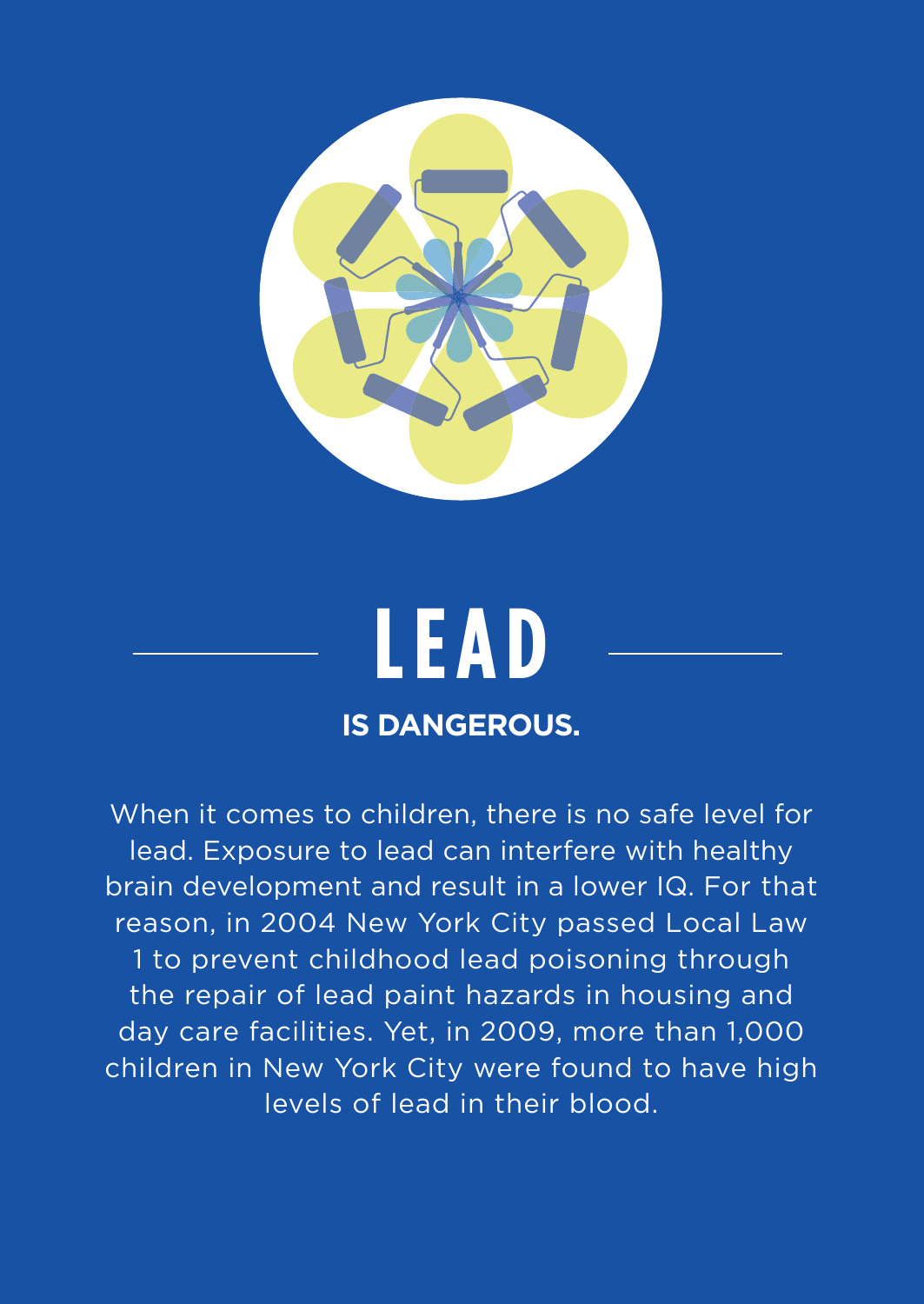# LEAD

**IS DANGEROUS.**

When it comes to children, there is no safe level for lead. Exposure to lead can interfere with healthy brain development and result in a lower IQ. For that reason, in 2004 New York City passed Local Law 1 to prevent childhood lead poisoning through the repair of lead paint hazards in housing and day care facilities. Yet, in 2009, more than 1,000 children in New York City were found to have high levels of lead in their blood.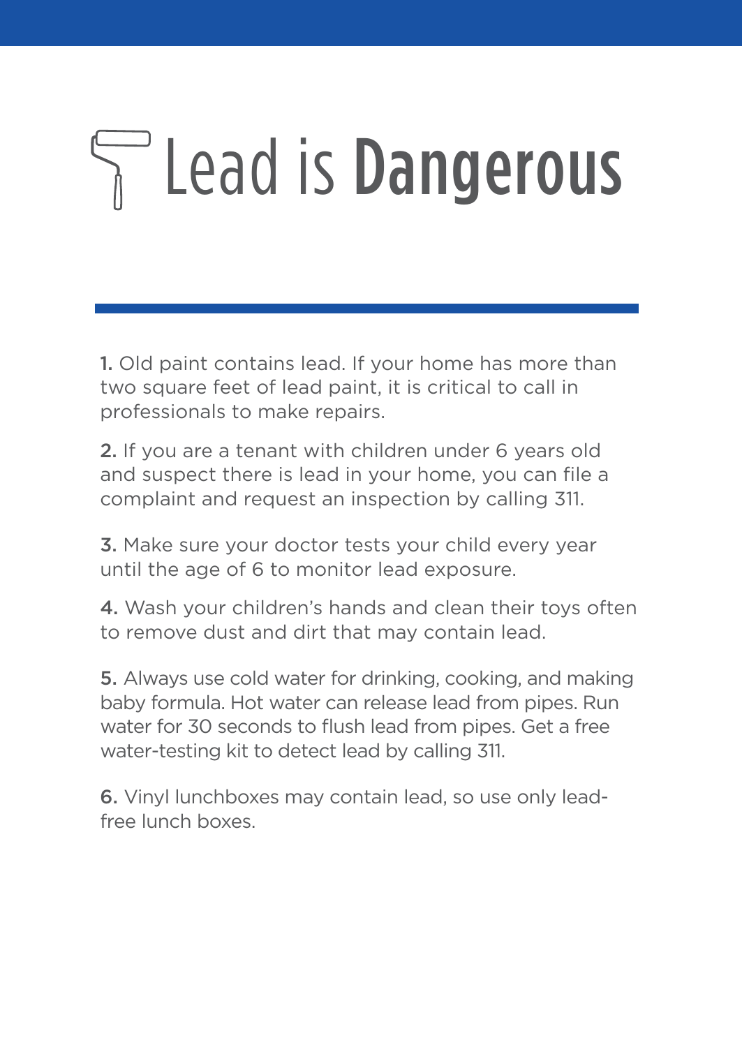# Lead is **Dangerous**

**1.** Old paint contains lead. If your home has more than two square feet of lead paint, it is critical to call in professionals to make repairs.

**2.** If you are a tenant with children under 6 years old and suspect there is lead in your home, you can file a complaint and request an inspection by calling 311.

**3.** Make sure your doctor tests your child every year until the age of 6 to monitor lead exposure.

**4.** Wash your children's hands and clean their toys often to remove dust and dirt that may contain lead.

**5.** Always use cold water for drinking, cooking, and making baby formula. Hot water can release lead from pipes. Run water for 30 seconds to flush lead from pipes. Get a free water-testing kit to detect lead by calling 311.

**6.** Vinyl lunchboxes may contain lead, so use only lead-free lunch boxes.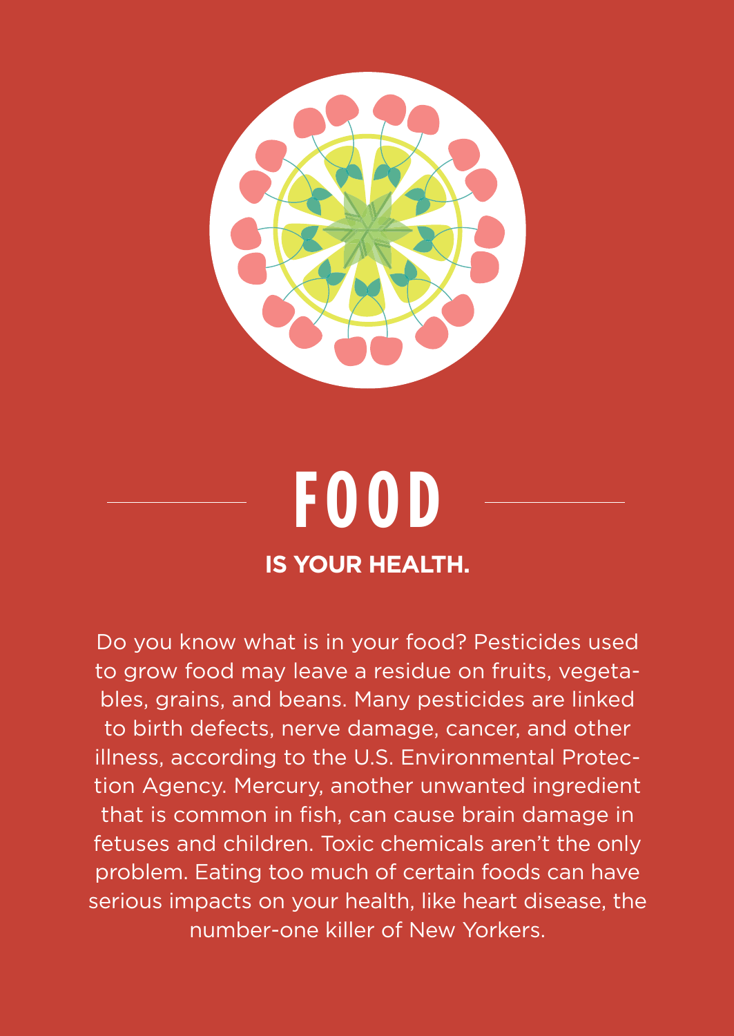# FOOD

**IS YOUR HEALTH.**

Do you know what is in your food? Pesticides used to grow food may leave a residue on fruits, vegetables, grains, and beans. Many pesticides are linked to birth defects, nerve damage, cancer, and other illness, according to the U.S. Environmental Protection Agency. Mercury, another unwanted ingredient that is common in fish, can cause brain damage in fetuses and children. Toxic chemicals aren't the only problem. Eating too much of certain foods can have serious impacts on your health, like heart disease, the number-one killer of New Yorkers.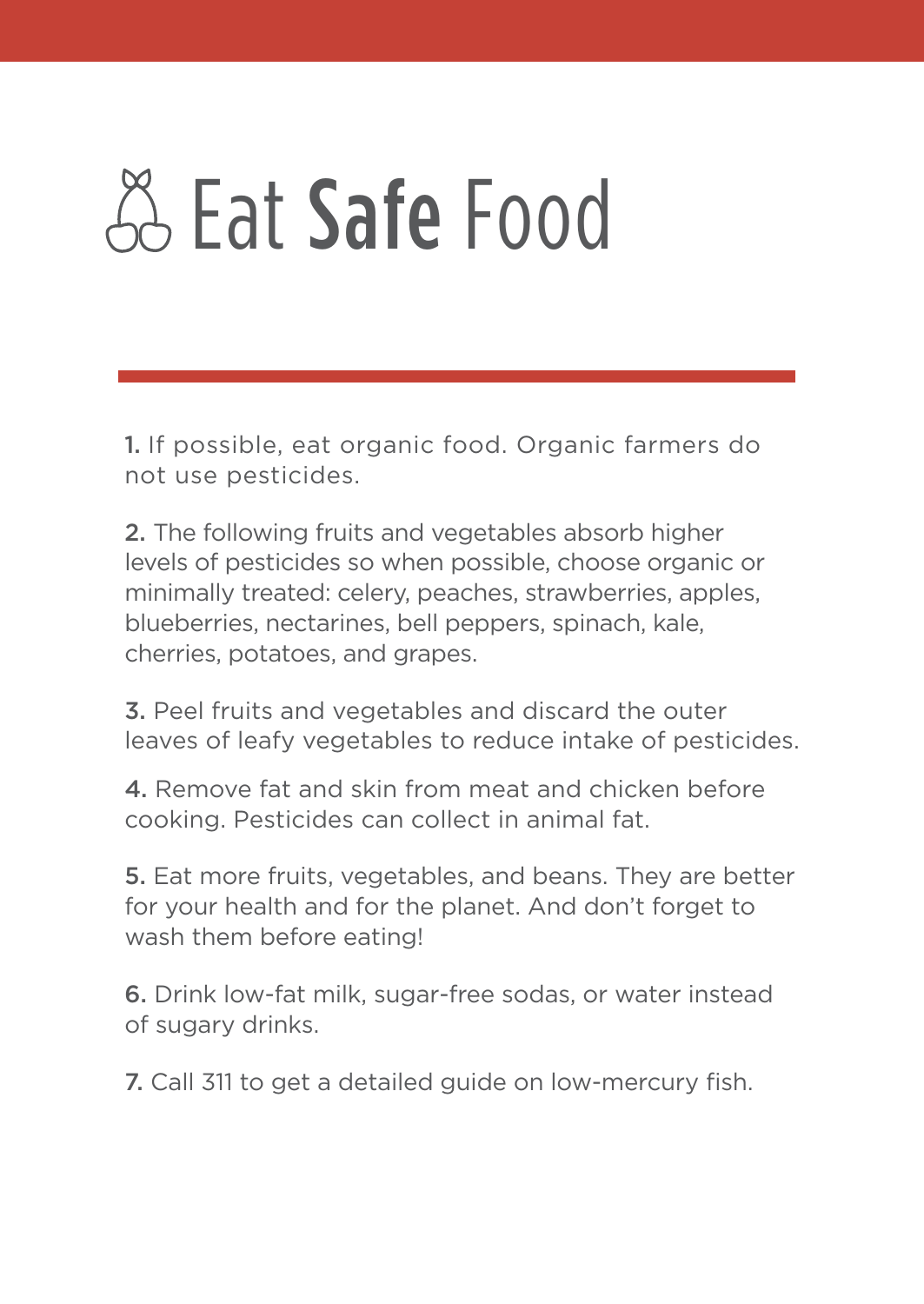# Eat **Safe** Food

**1.** If possible, eat organic food. Organic farmers do not use pesticides.

**2.** The following fruits and vegetables absorb higher levels of pesticides so when possible, choose organic or minimally treated: celery, peaches, strawberries, apples, blueberries, nectarines, bell peppers, spinach, kale, cherries, potatoes, and grapes.

**3.** Peel fruits and vegetables and discard the outer leaves of leafy vegetables to reduce intake of pesticides.

**4.** Remove fat and skin from meat and chicken before cooking. Pesticides can collect in animal fat.

**5.** Eat more fruits, vegetables, and beans. They are better for your health and for the planet. And don't forget to wash them before eating!

**6.** Drink low-fat milk, sugar-free sodas, or water instead of sugary drinks.

**7.** Call 311 to get a detailed guide on low-mercury fish.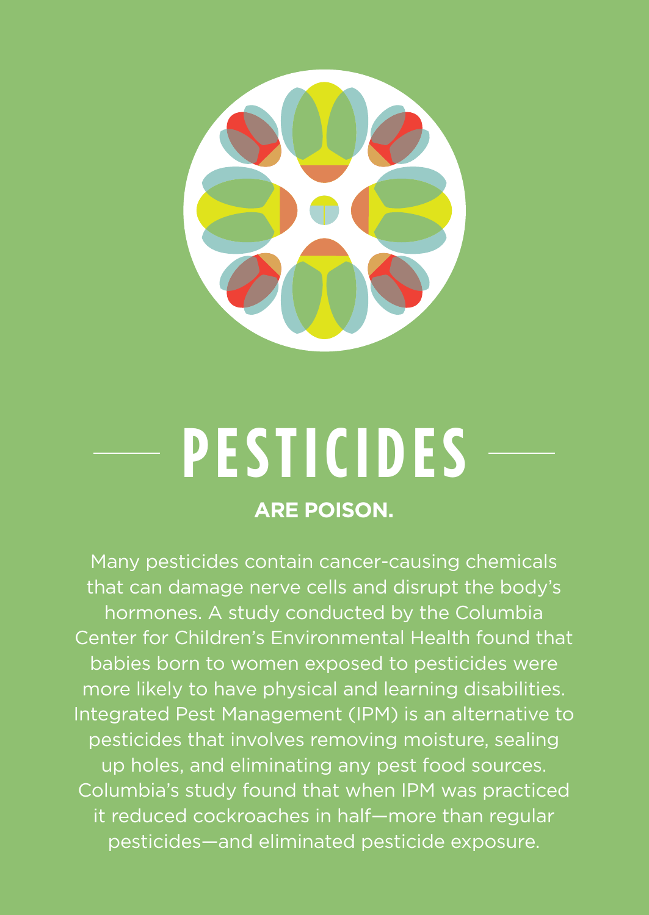# PESTICIDES

**ARE POISON.**

Many pesticides contain cancer-causing chemicals that can damage nerve cells and disrupt the body's hormones. A study conducted by the Columbia Center for Children's Environmental Health found that babies born to women exposed to pesticides were more likely to have physical and learning disabilities. Integrated Pest Management (IPM) is an alternative to pesticides that involves removing moisture, sealing up holes, and eliminating any pest food sources. Columbia's study found that when IPM was practiced it reduced cockroaches in half—more than regular pesticides—and eliminated pesticide exposure.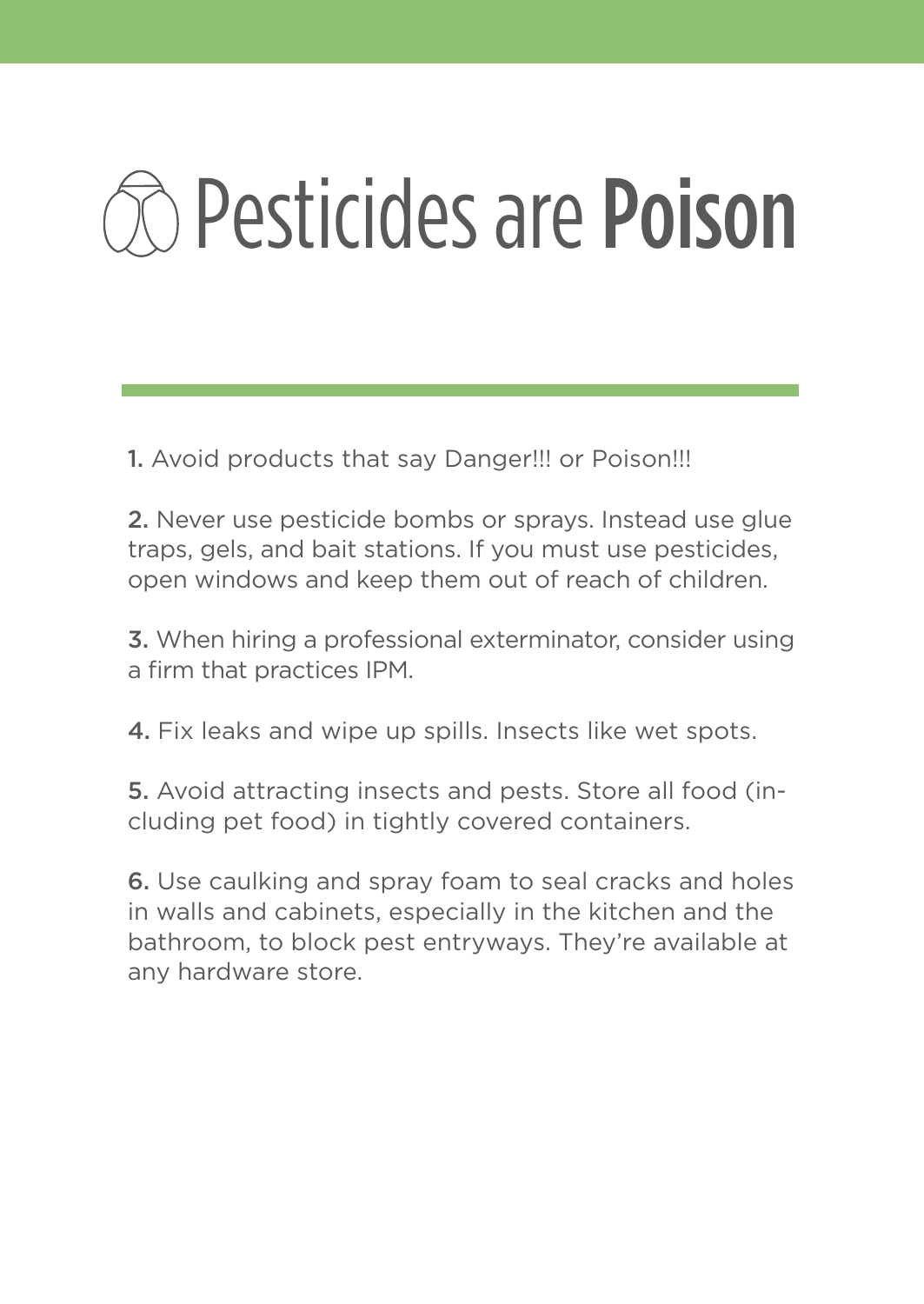# Pesticides are **Poison**

1. Avoid products that say Danger!!! or Poison!!!

2. Never use pesticide bombs or sprays. Instead use glue traps, gels, and bait stations. If you must use pesticides, open windows and keep them out of reach of children.

3. When hiring a professional exterminator, consider using a firm that practices IPM.

4. Fix leaks and wipe up spills. Insects like wet spots.

5. Avoid attracting insects and pests. Store all food (including pet food) in tightly covered containers.

6. Use caulking and spray foam to seal cracks and holes in walls and cabinets, especially in the kitchen and the bathroom, to block pest entryways. They're available at any hardware store.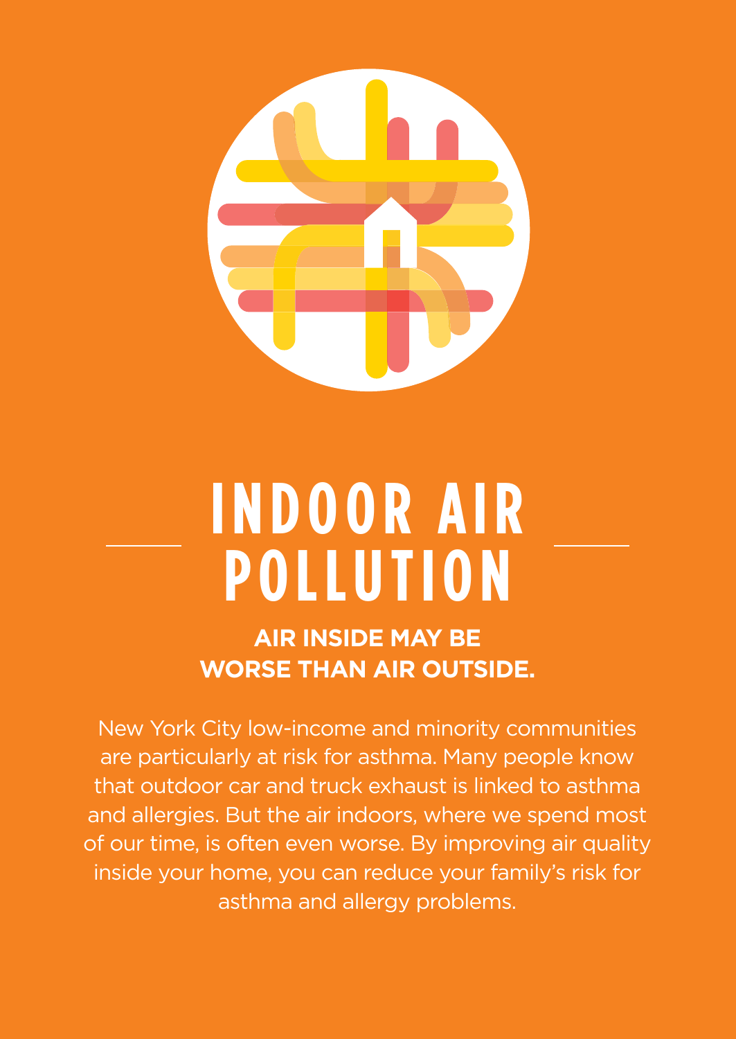# INDOOR AIR POLLUTION

**AIR INSIDE MAY BE WORSE THAN AIR OUTSIDE.**

New York City low-income and minority communities are particularly at risk for asthma. Many people know that outdoor car and truck exhaust is linked to asthma and allergies. But the air indoors, where we spend most of our time, is often even worse. By improving air quality inside your home, you can reduce your family's risk for asthma and allergy problems.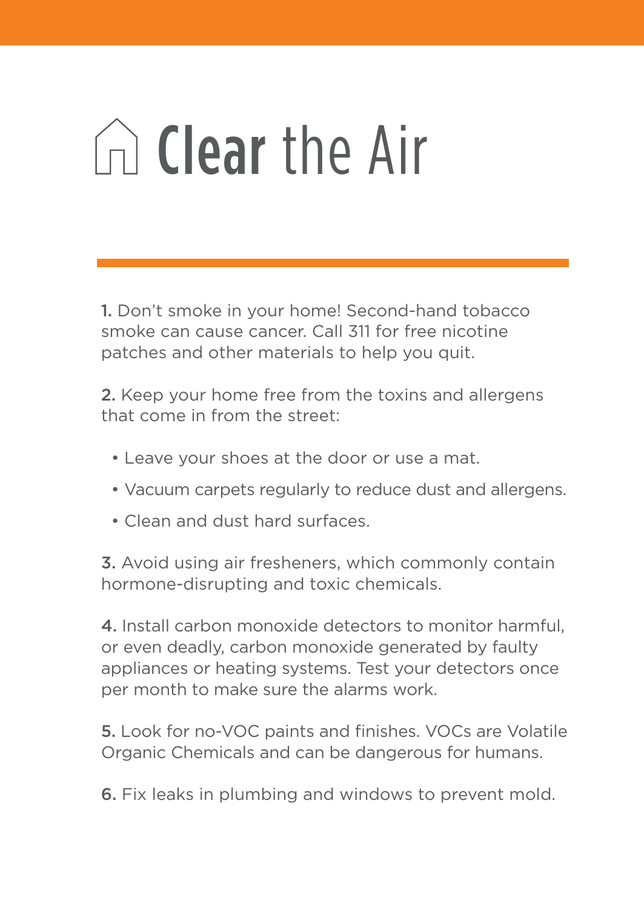# Clear the Air

**1.** Don't smoke in your home! Second-hand tobacco smoke can cause cancer. Call 311 for free nicotine patches and other materials to help you quit.

**2.** Keep your home free from the toxins and allergens that come in from the street:

- Leave your shoes at the door or use a mat.
- Vacuum carpets regularly to reduce dust and allergens.
- Clean and dust hard surfaces.

**3.** Avoid using air fresheners, which commonly contain hormone-disrupting and toxic chemicals.

**4.** Install carbon monoxide detectors to monitor harmful, or even deadly, carbon monoxide generated by faulty appliances or heating systems. Test your detectors once per month to make sure the alarms work.

**5.** Look for no-VOC paints and finishes. VOCs are Volatile Organic Chemicals and can be dangerous for humans.

**6.** Fix leaks in plumbing and windows to prevent mold.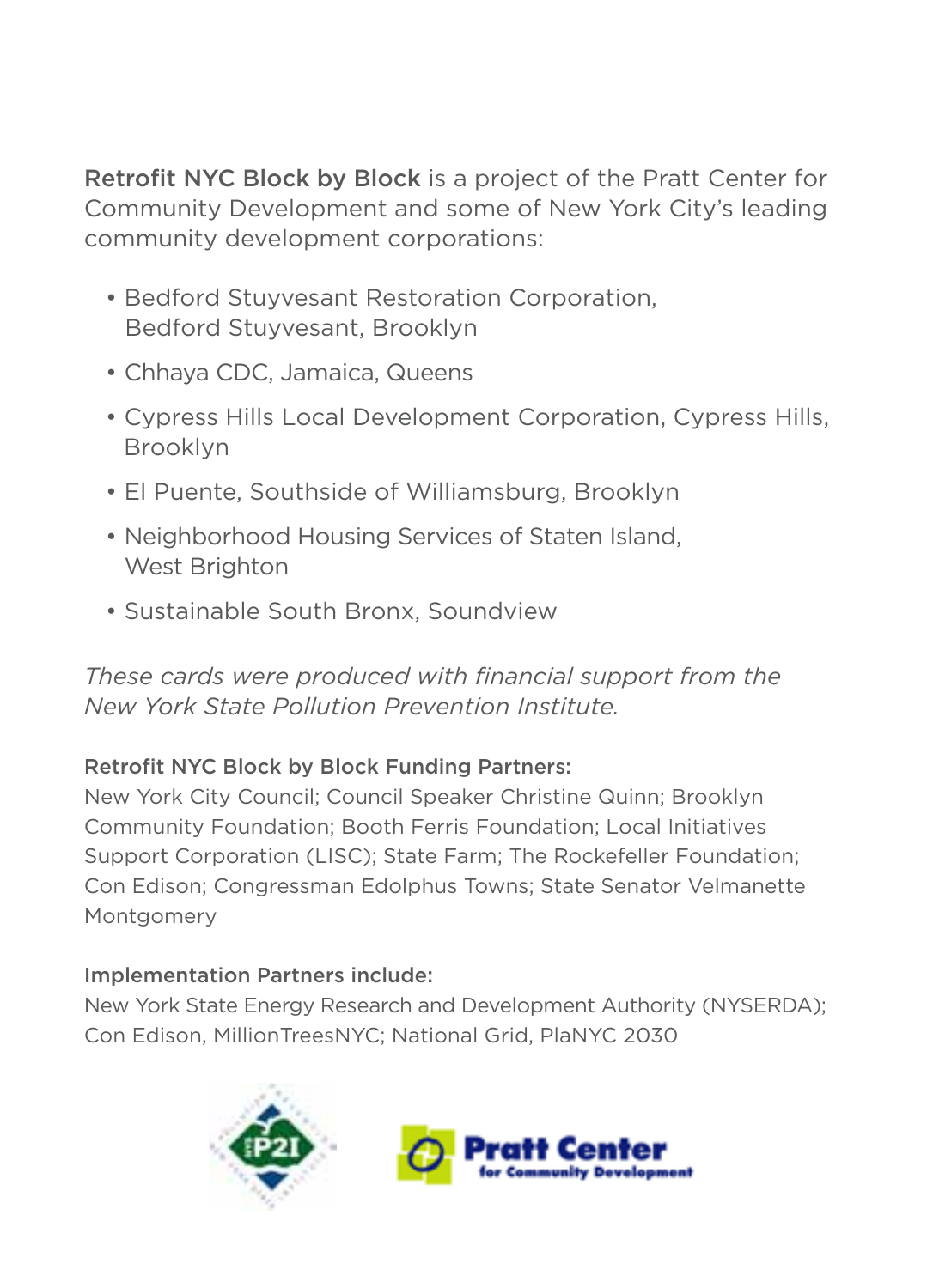**Retrofit NYC Block by Block** is a project of the Pratt Center for Community Development and some of New York City's leading community development corporations:

- Bedford Stuyvesant Restoration Corporation, Bedford Stuyvesant, Brooklyn
- Chhaya CDC, Jamaica, Queens
- Cypress Hills Local Development Corporation, Cypress Hills, Brooklyn
- El Puente, Southside of Williamsburg, Brooklyn
- Neighborhood Housing Services of Staten Island, West Brighton
- Sustainable South Bronx, Soundview

*These cards were produced with financial support from the New York State Pollution Prevention Institute.*

**Retrofit NYC Block by Block Funding Partners:**
New York City Council; Council Speaker Christine Quinn; Brooklyn Community Foundation; Booth Ferris Foundation; Local Initiatives Support Corporation (LISC); State Farm; The Rockefeller Foundation; Con Edison; Congressman Edolphus Towns; State Senator Velmanette Montgomery

**Implementation Partners include:**
New York State Energy Research and Development Authority (NYSERDA); Con Edison, MillionTreesNYC; National Grid, PlaNYC 2030

P2I

Pratt Center for Community Development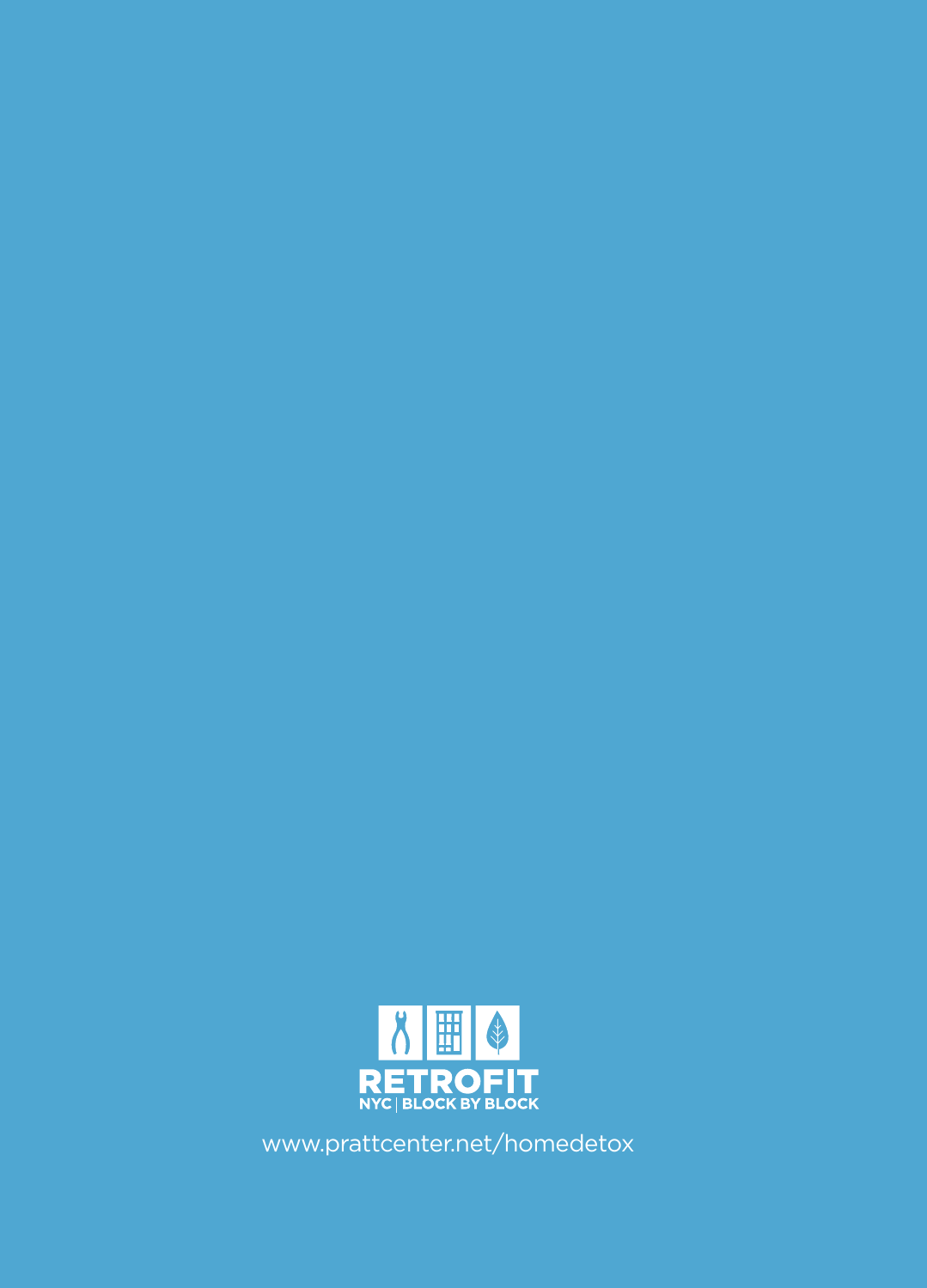RETROFIT
NYC | BLOCK BY BLOCK

www.prattcenter.net/homedetox